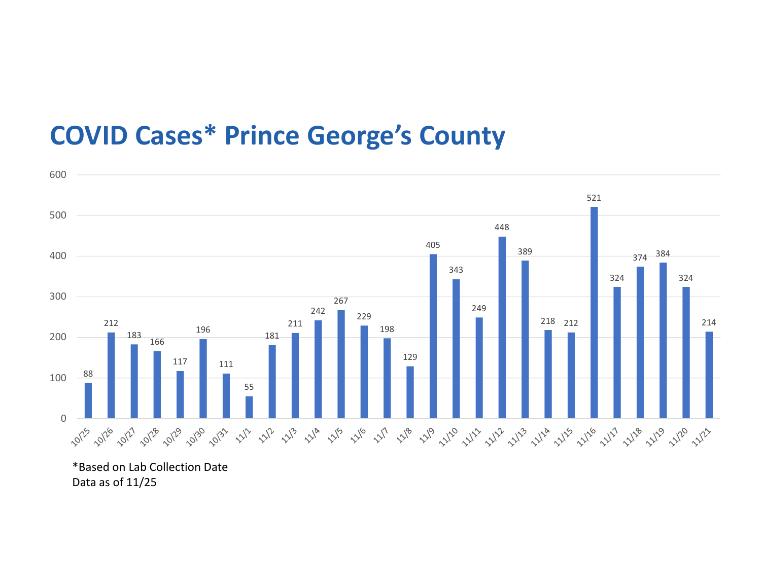# COVID Cases* Prince George's County

| Date | Cases |
|---|---|
| 10/25 | 88 |
| 10/26 | 212 |
| 10/27 | 183 |
| 10/28 | 166 |
| 10/29 | 117 |
| 10/30 | 196 |
| 10/31 | 111 |
| 11/1 | 55 |
| 11/2 | 181 |
| 11/3 | 211 |
| 11/4 | 242 |
| 11/5 | 267 |
| 11/6 | 229 |
| 11/7 | 198 |
| 11/8 | 129 |
| 11/9 | 405 |
| 11/10 | 343 |
| 11/11 | 249 |
| 11/12 | 448 |
| 11/13 | 389 |
| 11/14 | 218 |
| 11/15 | 212 |
| 11/16 | 521 |
| 11/17 | 324 |
| 11/18 | 374 |
| 11/19 | 384 |
| 11/20 | 324 |
| 11/21 | 214 |

*Based on Lab Collection Date
Data as of 11/25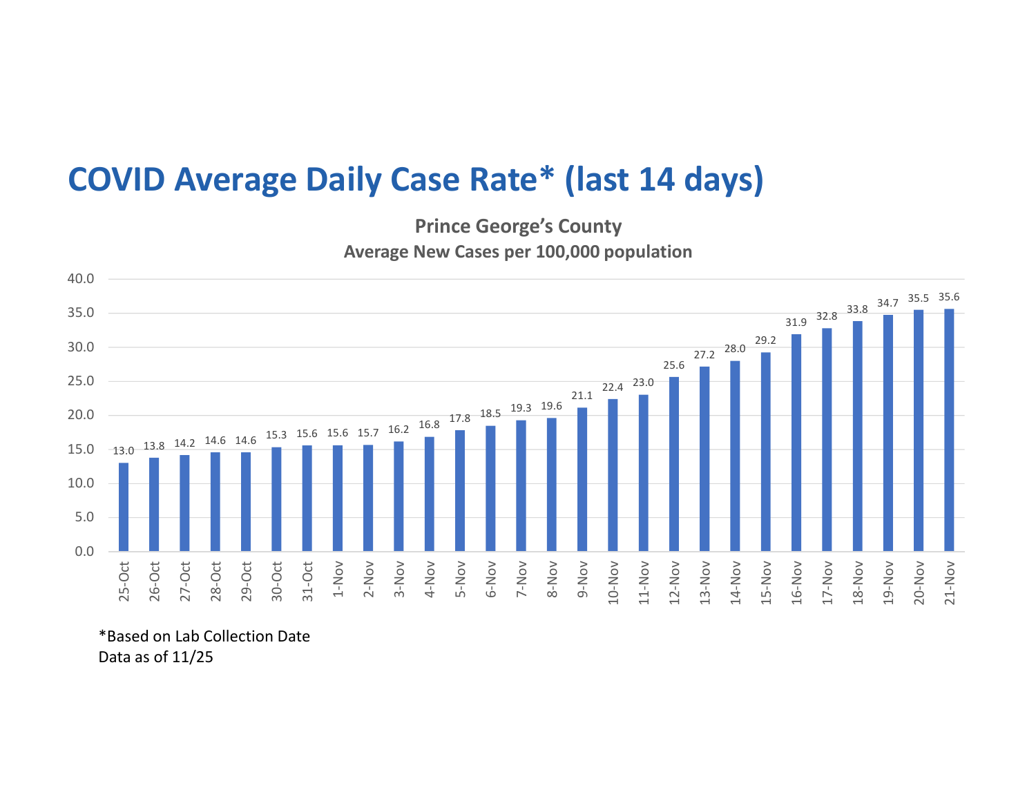# COVID Average Daily Case Rate* (last 14 days)

**Prince George's County**
**Average New Cases per 100,000 population**

| Date | Average New Cases per 100,000 population |
|---|---|
| 25-Oct | 13.0 |
| 26-Oct | 13.8 |
| 27-Oct | 14.2 |
| 28-Oct | 14.6 |
| 29-Oct | 14.6 |
| 30-Oct | 15.3 |
| 31-Oct | 15.6 |
| 1-Nov | 15.6 |
| 2-Nov | 15.7 |
| 3-Nov | 16.2 |
| 4-Nov | 16.8 |
| 5-Nov | 17.8 |
| 6-Nov | 18.5 |
| 7-Nov | 19.3 |
| 8-Nov | 19.6 |
| 9-Nov | 21.1 |
| 10-Nov | 22.4 |
| 11-Nov | 23.0 |
| 12-Nov | 25.6 |
| 13-Nov | 27.2 |
| 14-Nov | 28.0 |
| 15-Nov | 29.2 |
| 16-Nov | 31.9 |
| 17-Nov | 32.8 |
| 18-Nov | 33.8 |
| 19-Nov | 34.7 |
| 20-Nov | 35.5 |
| 21-Nov | 35.6 |

*Based on Lab Collection Date
Data as of 11/25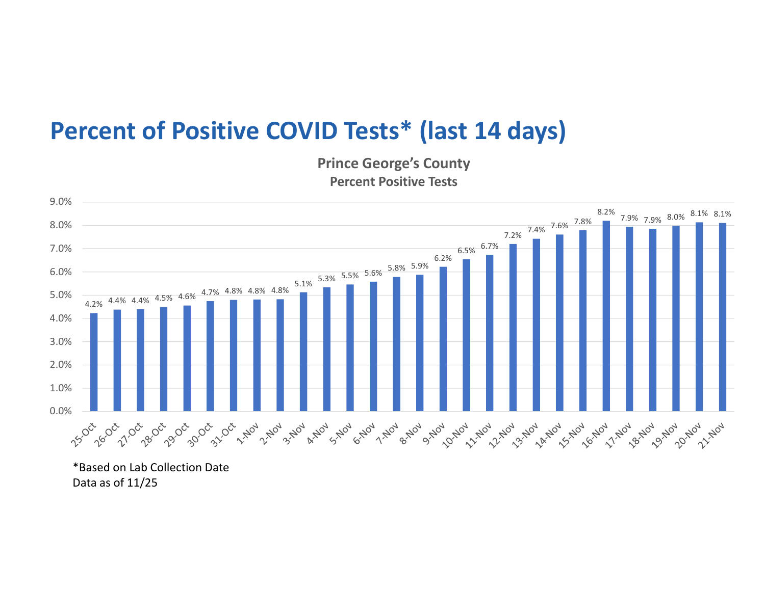# Percent of Positive COVID Tests* (last 14 days)

Prince George's County
Percent Positive Tests

9.0%
8.0%
7.0%
6.0%
5.0%
4.0%
3.0%
2.0%
1.0%
0.0%

4.2% 4.4% 4.4% 4.5% 4.6% 4.7% 4.8% 4.8% 4.8% 5.1% 5.3% 5.5% 5.6% 5.8% 5.9% 6.2% 6.5% 6.7% 7.2% 7.4% 7.6% 7.8% 8.2% 7.9% 7.9% 8.0% 8.1% 8.1%

25-Oct 26-Oct 27-Oct 28-Oct 29-Oct 30-Oct 31-Oct 1-Nov 2-Nov 3-Nov 4-Nov 5-Nov 6-Nov 7-Nov 8-Nov 9-Nov 10-Nov 11-Nov 12-Nov 13-Nov 14-Nov 15-Nov 16-Nov 17-Nov 18-Nov 19-Nov 20-Nov 21-Nov

*Based on Lab Collection Date
Data as of 11/25